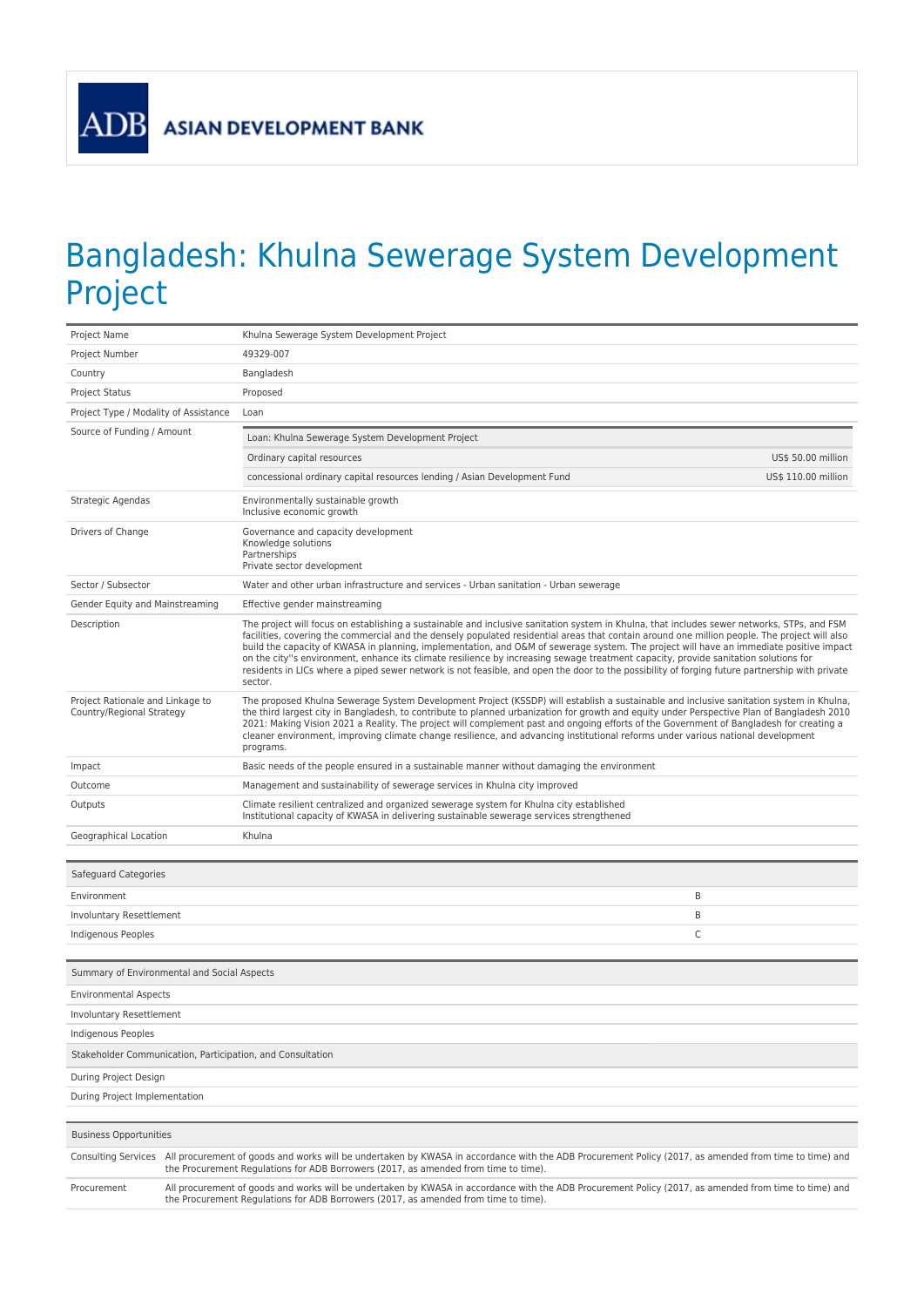ASIAN DEVELOPMENT BANK

# Bangladesh: Khulna Sewerage System Development Project

| | |
|---|---|
| Project Name | Khulna Sewerage System Development Project |
| Project Number | 49329-007 |
| Country | Bangladesh |
| Project Status | Proposed |
| Project Type / Modality of Assistance | Loan |
| Source of Funding / Amount | Loan: Khulna Sewerage System Development Project<br>Ordinary capital resources US$ 50.00 million<br>concessional ordinary capital resources lending / Asian Development Fund US$ 110.00 million |
| Strategic Agendas | Environmentally sustainable growth<br>Inclusive economic growth |
| Drivers of Change | Governance and capacity development<br>Knowledge solutions<br>Partnerships<br>Private sector development |
| Sector / Subsector | Water and other urban infrastructure and services - Urban sanitation - Urban sewerage |
| Gender Equity and Mainstreaming | Effective gender mainstreaming |
| Description | The project will focus on establishing a sustainable and inclusive sanitation system in Khulna, that includes sewer networks, STPs, and FSM facilities, covering the commercial and the densely populated residential areas that contain around one million people. The project will also build the capacity of KWASA in planning, implementation, and O&M of sewerage system. The project will have an immediate positive impact on the city''s environment, enhance its climate resilience by increasing sewage treatment capacity, provide sanitation solutions for residents in LICs where a piped sewer network is not feasible, and open the door to the possibility of forging future partnership with private sector. |
| Project Rationale and Linkage to Country/Regional Strategy | The proposed Khulna Sewerage System Development Project (KSSDP) will establish a sustainable and inclusive sanitation system in Khulna, the third largest city in Bangladesh, to contribute to planned urbanization for growth and equity under Perspective Plan of Bangladesh 2010 2021: Making Vision 2021 a Reality. The project will complement past and ongoing efforts of the Government of Bangladesh for creating a cleaner environment, improving climate change resilience, and advancing institutional reforms under various national development programs. |
| Impact | Basic needs of the people ensured in a sustainable manner without damaging the environment |
| Outcome | Management and sustainability of sewerage services in Khulna city improved |
| Outputs | Climate resilient centralized and organized sewerage system for Khulna city established<br>Institutional capacity of KWASA in delivering sustainable sewerage services strengthened |
| Geographical Location | Khulna |

| Safeguard Categories | |
|---|---|
| Environment | B |
| Involuntary Resettlement | B |
| Indigenous Peoples | C |

| Summary of Environmental and Social Aspects |
|---|
| Environmental Aspects |
| Involuntary Resettlement |
| Indigenous Peoples |
| **Stakeholder Communication, Participation, and Consultation** |
| During Project Design |
| During Project Implementation |

| Business Opportunities | |
|---|---|
| Consulting Services | All procurement of goods and works will be undertaken by KWASA in accordance with the ADB Procurement Policy (2017, as amended from time to time) and the Procurement Regulations for ADB Borrowers (2017, as amended from time to time). |
| Procurement | All procurement of goods and works will be undertaken by KWASA in accordance with the ADB Procurement Policy (2017, as amended from time to time) and the Procurement Regulations for ADB Borrowers (2017, as amended from time to time). |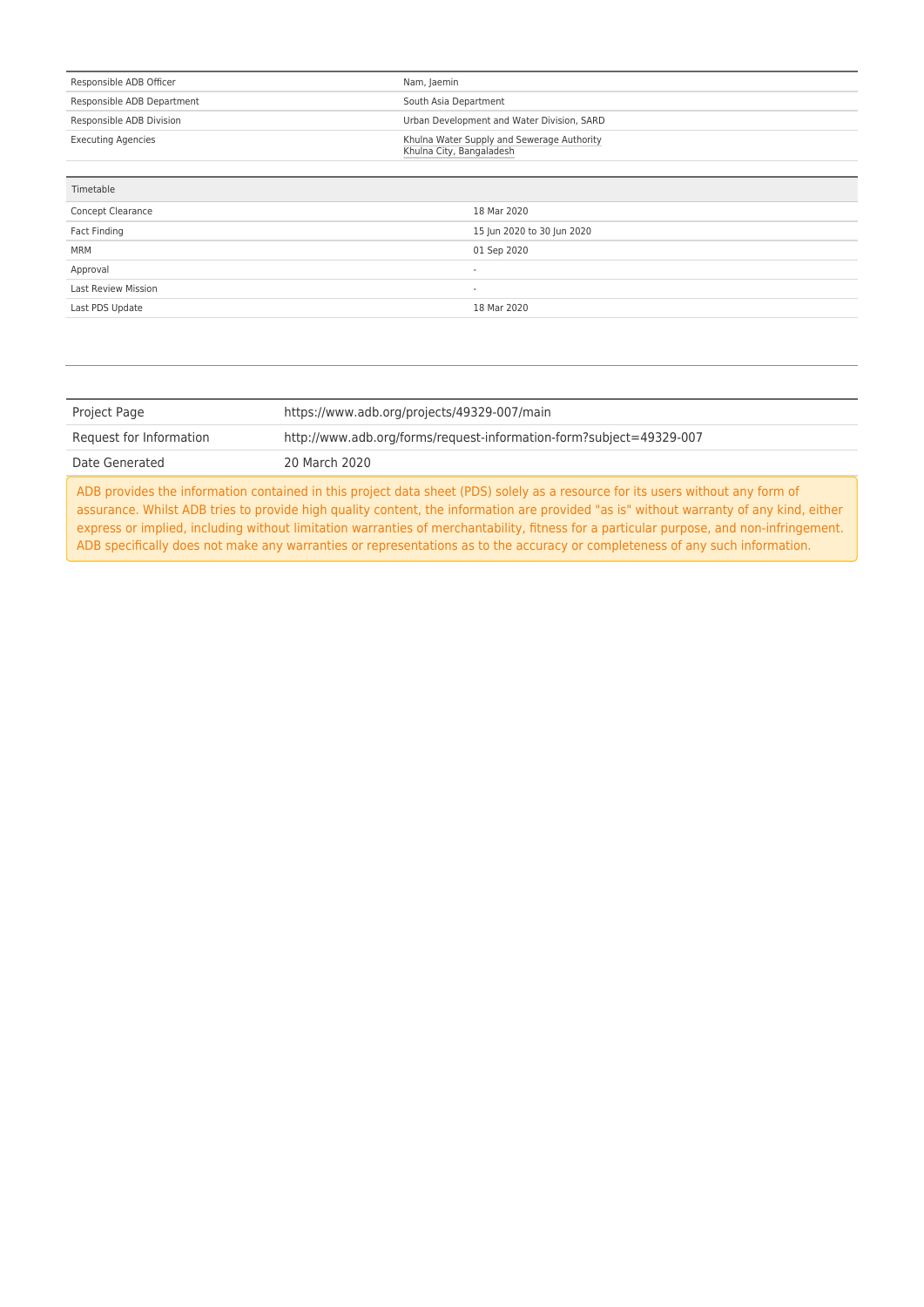| | |
|---|---|
| Responsible ADB Officer | Nam, Jaemin |
| Responsible ADB Department | South Asia Department |
| Responsible ADB Division | Urban Development and Water Division, SARD |
| Executing Agencies | Khulna Water Supply and Sewerage Authority<br>Khulna City, Bangaladesh |

| Timetable | |
|---|---|
| Concept Clearance | 18 Mar 2020 |
| Fact Finding | 15 Jun 2020 to 30 Jun 2020 |
| MRM | 01 Sep 2020 |
| Approval | - |
| Last Review Mission | - |
| Last PDS Update | 18 Mar 2020 |

| | |
|---|---|
| Project Page | https://www.adb.org/projects/49329-007/main |
| Request for Information | http://www.adb.org/forms/request-information-form?subject=49329-007 |
| Date Generated | 20 March 2020 |

ADB provides the information contained in this project data sheet (PDS) solely as a resource for its users without any form of assurance. Whilst ADB tries to provide high quality content, the information are provided "as is" without warranty of any kind, either express or implied, including without limitation warranties of merchantability, fitness for a particular purpose, and non-infringement. ADB specifically does not make any warranties or representations as to the accuracy or completeness of any such information.